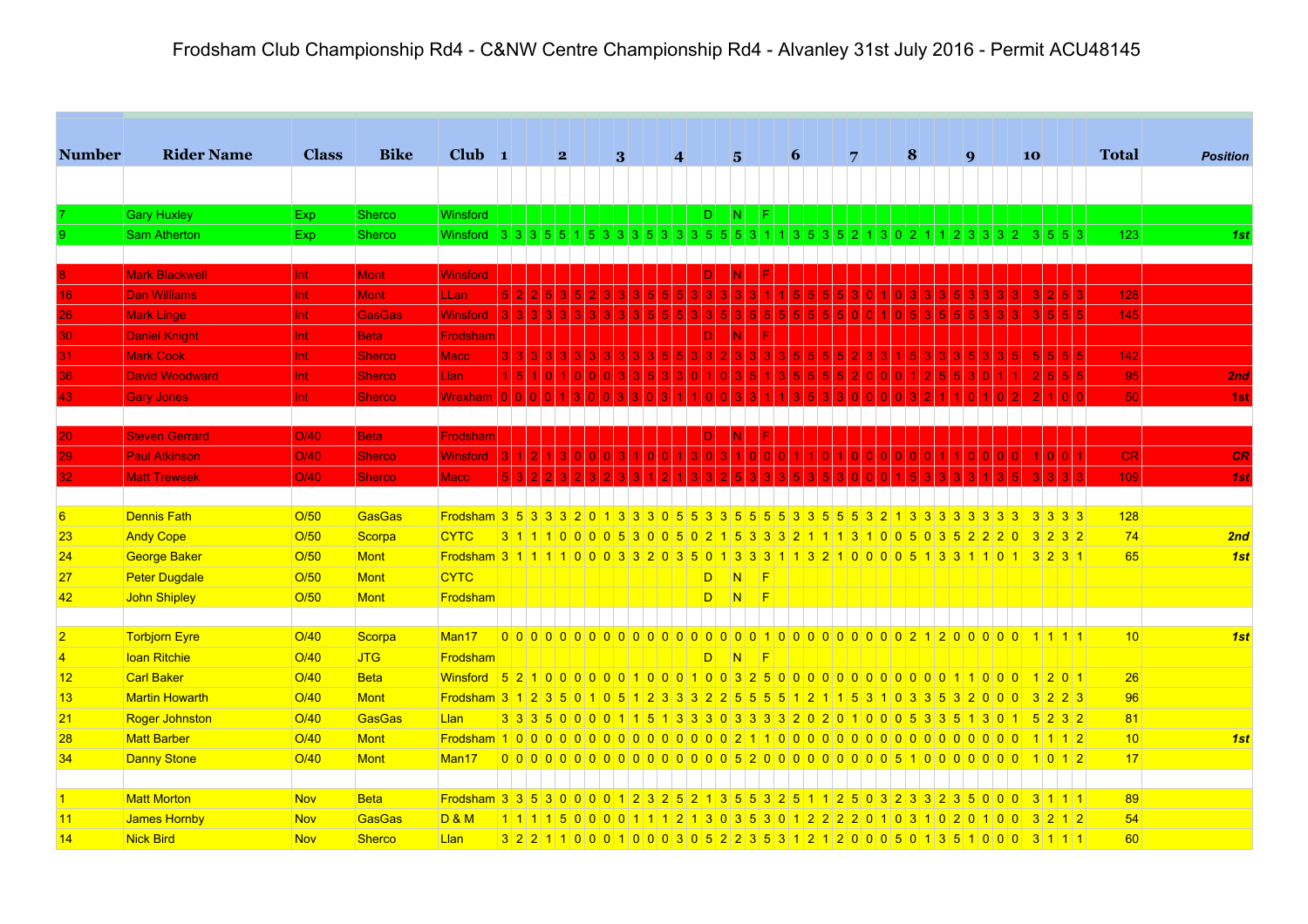# Frodsham Club Championship Rd4 - C&NW Centre Championship Rd4 - Alvanley 31st July 2016 - Permit ACU48145

Scores are listed in order for sections 1–10 (four laps per section).

| Number | Rider Name | Class | Bike | Club | Scores (sections 1–10) | Total | Position |
|---|---|---|---|---|---|---|---|
| 7 | Gary Huxley | Exp | Sherco | Winsford | D N F | | |
| 9 | Sam Atherton | Exp | Sherco | Winsford | 3 3 3 5 5 1 5 3 3 3 3 5 3 3 3 5 5 5 3 1 1 3 5 3 5 2 1 3 0 2 1 1 2 3 3 3 2 3 5 5 3 | 123 | *1st* |
| | | | | | | | |
| 8 | Mark Blackwell | Int | Mont | Winsford | D N F | | |
| 16 | Dan Williams | Int | Mont | LLan | 5 2 2 5 3 5 2 3 3 3 5 5 5 3 3 3 3 3 1 1 5 5 5 5 3 0 1 0 3 3 3 5 3 3 3 3 3 2 5 3 | 128 | |
| 26 | Mark Linge | Int | GasGas | Winsford | 3 3 3 3 3 3 3 3 3 3 5 5 5 3 3 5 3 5 5 5 5 5 5 5 0 0 1 0 5 3 5 5 5 3 3 3 3 5 5 5 | 145 | |
| 30 | Daniel Knight | Int | Beta | Frodsham | D N F | | |
| 31 | Mark Cook | Int | Sherco | Macc | 3 3 3 3 3 3 3 3 3 3 3 5 5 3 3 2 3 3 3 3 5 5 5 5 2 3 3 1 5 3 3 3 5 3 3 5 5 5 5 5 | 142 | |
| 36 | David Woodward | Int | Sherco | Llan | 1 5 1 0 1 0 0 0 3 3 5 3 3 0 1 0 3 5 1 3 5 5 5 5 2 0 0 0 1 2 5 5 3 0 1 1 2 5 5 5 | 95 | *2nd* |
| 43 | Gary Jones | Int | Sherco | Wrexham | 0 0 0 0 1 3 0 0 3 3 0 3 1 1 0 0 3 3 1 1 3 5 3 3 0 0 0 0 3 2 1 1 0 1 0 2 2 1 0 0 | 50 | *1st* |
| | | | | | | | |
| 20 | Steven Gerrard | O/40 | Beta | Frodsham | D N F | | |
| 29 | Paul Atkinson | O/40 | Sherco | Winsford | 3 1 2 1 3 0 0 0 3 1 0 0 1 3 0 3 1 0 0 0 1 1 0 1 0 0 0 0 0 0 1 1 0 0 0 0 1 0 0 1 | CR | *CR* |
| 32 | Matt Treweek | O/40 | Sherco | Macc | 5 3 2 2 3 2 3 2 3 3 1 2 1 3 3 2 5 3 3 3 5 3 5 3 0 0 0 1 5 3 3 3 3 1 3 5 3 3 3 3 | 109 | *1st* |
| | | | | | | | |
| 6 | Dennis Fath | O/50 | GasGas | Frodsham | 3 5 3 3 3 2 0 1 3 3 3 0 5 5 3 3 5 5 5 5 3 3 5 5 5 3 2 1 3 3 3 3 3 3 3 3 3 3 3 3 | 128 | |
| 23 | Andy Cope | O/50 | Scorpa | CYTC | 3 1 1 1 0 0 0 0 5 3 0 0 5 0 2 1 5 3 3 3 2 1 1 1 3 1 0 0 5 0 3 5 2 2 2 0 3 2 3 2 | 74 | *2nd* |
| 24 | George Baker | O/50 | Mont | Frodsham | 3 1 1 1 1 0 0 0 3 3 2 0 3 5 0 1 3 3 3 1 1 3 2 1 0 0 0 0 5 1 3 3 1 1 0 1 3 2 3 1 | 65 | *1st* |
| 27 | Peter Dugdale | O/50 | Mont | CYTC | D N F | | |
| 42 | John Shipley | O/50 | Mont | Frodsham | D N F | | |
| | | | | | | | |
| 2 | Torbjorn Eyre | O/40 | Scorpa | Man17 | 0 0 0 0 0 0 0 0 0 0 0 0 0 0 0 0 0 0 0 1 0 0 0 0 0 0 0 0 2 1 2 0 0 0 0 0 1 1 1 1 | 10 | *1st* |
| 4 | Ioan Ritchie | O/40 | JTG | Frodsham | D N F | | |
| 12 | Carl Baker | O/40 | Beta | Winsford | 5 2 1 0 0 0 0 0 0 1 0 0 0 1 0 0 3 2 5 0 0 0 0 0 0 0 0 0 0 0 0 0 1 1 0 0 0 1 2 0 1 | 26 | |
| 13 | Martin Howarth | O/40 | Mont | Frodsham | 3 1 2 3 5 0 1 0 5 1 2 3 3 3 2 2 5 5 5 5 1 2 1 1 5 3 1 0 3 3 5 3 2 0 0 0 3 2 2 3 | 96 | |
| 21 | Roger Johnston | O/40 | GasGas | Llan | 3 3 3 5 0 0 0 0 1 1 5 1 3 3 3 0 3 3 3 3 2 0 2 0 1 0 0 0 5 3 3 5 1 3 0 1 5 2 3 2 | 81 | |
| 28 | Matt Barber | O/40 | Mont | Frodsham | 1 0 0 0 0 0 0 0 0 0 0 0 0 0 0 0 0 2 1 1 0 0 0 0 0 0 0 0 0 0 0 0 0 0 0 0 1 1 1 2 | 10 | *1st* |
| 34 | Danny Stone | O/40 | Mont | Man17 | 0 0 0 0 0 0 0 0 0 0 0 0 0 0 0 0 0 5 2 0 0 0 0 0 0 0 0 0 5 1 0 0 0 0 0 0 1 0 1 2 | 17 | |
| | | | | | | | |
| 1 | Matt Morton | Nov | Beta | Frodsham | 3 3 5 3 0 0 0 0 1 2 3 2 5 2 1 3 5 5 3 2 5 1 1 2 5 0 3 2 3 3 2 3 5 0 0 0 3 1 1 1 | 89 | |
| 11 | James Hornby | Nov | GasGas | D & M | 1 1 1 1 5 0 0 0 0 1 1 1 2 1 3 0 3 5 3 0 1 2 2 2 2 0 1 0 3 1 0 2 0 1 0 0 3 2 1 2 | 54 | |
| 14 | Nick Bird | Nov | Sherco | Llan | 3 2 2 1 1 0 0 0 1 0 0 0 3 0 5 2 2 3 5 3 1 2 1 2 0 0 0 5 0 1 3 5 1 0 0 0 3 1 1 1 | 60 | |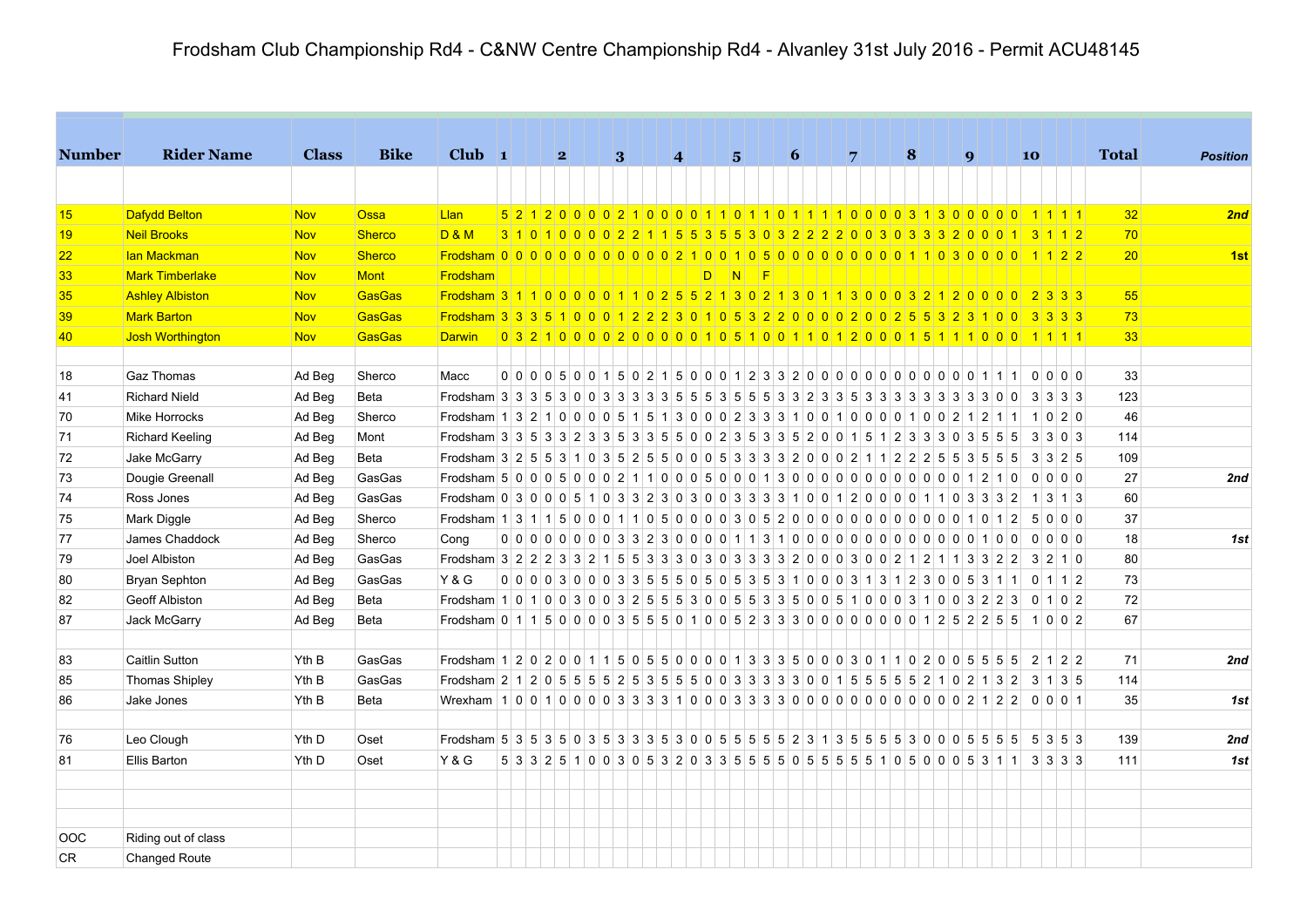# Frodsham Club Championship Rd4 - C&NW Centre Championship Rd4 - Alvanley 31st July 2016 - Permit ACU48145

| Number | Rider Name | Class | Bike | Club | 1 | | | | 2 | | | | 3 | | | | 4 | | | | 5 | | | | 6 | | | | 7 | | | | 8 | | | | 9 | | | | 10 | | | | Total | Position |
|---|---|---|---|---|---|---|---|---|---|---|---|---|---|---|---|---|---|---|---|---|---|---|---|---|---|---|---|---|---|---|---|---|---|---|---|---|---|---|---|---|---|---|---|---|---|---|
| 15 | Dafydd Belton | Nov | Ossa | Llan | 5 | 2 | 1 | 2 | 0 | 0 | 0 | 0 | 2 | 1 | 0 | 0 | 0 | 0 | 1 | 1 | 0 | 1 | 1 | 0 | 1 | 1 | 1 | 1 | 0 | 0 | 0 | 0 | 3 | 1 | 3 | 0 | 0 | 0 | 0 | 0 | 1 | 1 | 1 | 1 | 32 | 2nd |
| 19 | Neil Brooks | Nov | Sherco | D & M | 3 | 1 | 0 | 1 | 0 | 0 | 0 | 0 | 2 | 2 | 1 | 1 | 5 | 5 | 3 | 5 | 5 | 3 | 0 | 3 | 2 | 2 | 2 | 2 | 0 | 0 | 3 | 0 | 3 | 3 | 3 | 2 | 0 | 0 | 0 | 1 | 3 | 1 | 1 | 2 | 70 | |
| 22 | Ian Mackman | Nov | Sherco | Frodsham | 0 | 0 | 0 | 0 | 0 | 0 | 0 | 0 | 0 | 0 | 0 | 0 | 2 | 1 | 0 | 0 | 1 | 0 | 5 | 0 | 0 | 0 | 0 | 0 | 0 | 0 | 0 | 0 | 1 | 1 | 0 | 3 | 0 | 0 | 0 | 0 | 1 | 1 | 2 | 2 | 20 | 1st |
| 33 | Mark Timberlake | Nov | Mont | Frodsham | | | | | | | | | | | | | | | D | | N | | F | | | | | | | | | | | | | | | | | | | | | | | |
| 35 | Ashley Albiston | Nov | GasGas | Frodsham | 3 | 1 | 1 | 0 | 0 | 0 | 0 | 0 | 1 | 1 | 0 | 2 | 5 | 5 | 2 | 1 | 3 | 0 | 2 | 1 | 3 | 0 | 1 | 1 | 3 | 0 | 0 | 0 | 3 | 2 | 1 | 2 | 0 | 0 | 0 | 0 | 2 | 3 | 3 | 3 | 55 | |
| 39 | Mark Barton | Nov | GasGas | Frodsham | 3 | 3 | 3 | 5 | 1 | 0 | 0 | 0 | 1 | 2 | 2 | 2 | 3 | 0 | 1 | 0 | 5 | 3 | 2 | 2 | 0 | 0 | 0 | 0 | 2 | 0 | 0 | 2 | 5 | 5 | 3 | 2 | 3 | 1 | 0 | 0 | 3 | 3 | 3 | 3 | 73 | |
| 40 | Josh Worthington | Nov | GasGas | Darwin | 0 | 3 | 2 | 1 | 0 | 0 | 0 | 0 | 2 | 0 | 0 | 0 | 0 | 0 | 1 | 0 | 5 | 1 | 0 | 0 | 1 | 1 | 0 | 1 | 2 | 0 | 0 | 0 | 1 | 5 | 1 | 1 | 1 | 0 | 0 | 0 | 1 | 1 | 1 | 1 | 33 | |
| | | | | | | | | | | | | | | | | | | | | | | | | | | | | | | | | | | | | | | | | | | | | | | |
| 18 | Gaz Thomas | Ad Beg | Sherco | Macc | 0 | 0 | 0 | 0 | 5 | 0 | 0 | 1 | 5 | 0 | 2 | 1 | 5 | 0 | 0 | 0 | 1 | 2 | 3 | 3 | 2 | 0 | 0 | 0 | 0 | 0 | 0 | 0 | 0 | 0 | 0 | 0 | 0 | 1 | 1 | 1 | 0 | 0 | 0 | 0 | 33 | |
| 41 | Richard Nield | Ad Beg | Beta | Frodsham | 3 | 3 | 3 | 5 | 3 | 0 | 0 | 3 | 3 | 3 | 3 | 3 | 3 | 5 | 5 | 5 | 3 | 5 | 5 | 5 | 3 | 3 | 2 | 3 | 3 | 5 | 3 | 3 | 3 | 3 | 3 | 3 | 3 | 3 | 0 | 0 | 3 | 3 | 3 | 3 | 123 | |
| 70 | Mike Horrocks | Ad Beg | Sherco | Frodsham | 1 | 3 | 2 | 1 | 0 | 0 | 0 | 0 | 5 | 1 | 5 | 1 | 3 | 0 | 0 | 0 | 2 | 3 | 3 | 3 | 1 | 0 | 0 | 1 | 0 | 0 | 0 | 0 | 1 | 0 | 0 | 2 | 1 | 2 | 1 | 1 | 1 | 0 | 2 | 0 | 46 | |
| 71 | Richard Keeling | Ad Beg | Mont | Frodsham | 3 | 3 | 5 | 3 | 3 | 2 | 3 | 3 | 5 | 3 | 3 | 5 | 5 | 0 | 0 | 2 | 3 | 5 | 3 | 3 | 5 | 2 | 0 | 0 | 1 | 5 | 1 | 2 | 3 | 3 | 3 | 0 | 3 | 5 | 5 | 5 | 3 | 3 | 0 | 3 | 114 | |
| 72 | Jake McGarry | Ad Beg | Beta | Frodsham | 3 | 2 | 5 | 5 | 3 | 1 | 0 | 3 | 5 | 2 | 5 | 5 | 0 | 0 | 0 | 5 | 3 | 3 | 3 | 3 | 2 | 0 | 0 | 0 | 2 | 1 | 1 | 2 | 2 | 2 | 5 | 5 | 3 | 5 | 5 | 5 | 3 | 3 | 2 | 5 | 109 | |
| 73 | Dougie Greenall | Ad Beg | GasGas | Frodsham | 5 | 0 | 0 | 0 | 5 | 0 | 0 | 0 | 2 | 1 | 1 | 0 | 0 | 0 | 5 | 0 | 0 | 0 | 1 | 3 | 0 | 0 | 0 | 0 | 0 | 0 | 0 | 0 | 0 | 0 | 0 | 0 | 1 | 2 | 1 | 0 | 0 | 0 | 0 | 0 | 27 | 2nd |
| 74 | Ross Jones | Ad Beg | GasGas | Frodsham | 0 | 3 | 0 | 0 | 0 | 5 | 1 | 0 | 3 | 3 | 2 | 3 | 0 | 3 | 0 | 0 | 3 | 3 | 3 | 3 | 1 | 0 | 0 | 1 | 2 | 0 | 0 | 0 | 0 | 1 | 1 | 0 | 3 | 3 | 3 | 2 | 1 | 3 | 1 | 3 | 60 | |
| 75 | Mark Diggle | Ad Beg | Sherco | Frodsham | 1 | 3 | 1 | 1 | 5 | 0 | 0 | 0 | 1 | 1 | 0 | 5 | 0 | 0 | 0 | 0 | 3 | 0 | 5 | 2 | 0 | 0 | 0 | 0 | 0 | 0 | 0 | 0 | 0 | 0 | 0 | 0 | 1 | 0 | 1 | 2 | 5 | 0 | 0 | 0 | 37 | |
| 77 | James Chaddock | Ad Beg | Sherco | Cong | 0 | 0 | 0 | 0 | 0 | 0 | 0 | 0 | 0 | 3 | 3 | 2 | 3 | 0 | 0 | 0 | 0 | 0 | 1 | 1 | 3 | 1 | 0 | 0 | 0 | 0 | 0 | 0 | 0 | 0 | 0 | 0 | 0 | 1 | 0 | 0 | 0 | 0 | 0 | 0 | 18 | 1st |
| 79 | Joel Albiston | Ad Beg | GasGas | Frodsham | 3 | 2 | 2 | 2 | 3 | 3 | 2 | 1 | 5 | 5 | 3 | 3 | 3 | 0 | 3 | 0 | 3 | 3 | 3 | 3 | 2 | 0 | 0 | 0 | 3 | 0 | 0 | 2 | 1 | 2 | 1 | 1 | 3 | 3 | 2 | 2 | 3 | 2 | 1 | 0 | 80 | |
| 80 | Bryan Sephton | Ad Beg | GasGas | Y & G | 0 | 0 | 0 | 0 | 3 | 0 | 0 | 0 | 3 | 3 | 5 | 5 | 5 | 0 | 5 | 0 | 5 | 3 | 5 | 3 | 1 | 0 | 0 | 0 | 3 | 1 | 3 | 1 | 2 | 3 | 0 | 0 | 5 | 3 | 1 | 1 | 0 | 1 | 1 | 2 | 73 | |
| 82 | Geoff Albiston | Ad Beg | Beta | Frodsham | 1 | 0 | 1 | 0 | 0 | 3 | 0 | 0 | 3 | 2 | 5 | 5 | 5 | 3 | 0 | 0 | 5 | 5 | 3 | 3 | 5 | 0 | 0 | 5 | 1 | 0 | 0 | 0 | 3 | 1 | 0 | 0 | 3 | 2 | 2 | 3 | 0 | 1 | 0 | 2 | 72 | |
| 87 | Jack McGarry | Ad Beg | Beta | Frodsham | 0 | 1 | 1 | 5 | 0 | 0 | 0 | 0 | 3 | 5 | 5 | 5 | 0 | 1 | 0 | 0 | 5 | 2 | 3 | 3 | 3 | 0 | 0 | 0 | 0 | 0 | 0 | 0 | 0 | 1 | 2 | 5 | 2 | 2 | 5 | 5 | 1 | 0 | 0 | 2 | 67 | |
| | | | | | | | | | | | | | | | | | | | | | | | | | | | | | | | | | | | | | | | | | | | | | |
| 83 | Caitlin Sutton | Yth B | GasGas | Frodsham | 1 | 2 | 0 | 2 | 0 | 0 | 1 | 1 | 5 | 0 | 5 | 5 | 0 | 0 | 0 | 0 | 1 | 3 | 3 | 3 | 5 | 0 | 0 | 0 | 3 | 0 | 1 | 1 | 0 | 2 | 0 | 0 | 5 | 5 | 5 | 5 | 2 | 1 | 2 | 2 | 71 | 2nd |
| 85 | Thomas Shipley | Yth B | GasGas | Frodsham | 2 | 1 | 2 | 0 | 5 | 5 | 5 | 5 | 2 | 5 | 3 | 5 | 5 | 5 | 0 | 0 | 3 | 3 | 3 | 3 | 3 | 0 | 0 | 1 | 5 | 5 | 5 | 5 | 5 | 2 | 1 | 0 | 2 | 1 | 3 | 2 | 3 | 1 | 3 | 5 | 114 | |
| 86 | Jake Jones | Yth B | Beta | Wrexham | 1 | 0 | 0 | 1 | 0 | 0 | 0 | 0 | 3 | 3 | 3 | 3 | 1 | 0 | 0 | 0 | 3 | 3 | 3 | 3 | 0 | 0 | 0 | 0 | 0 | 0 | 0 | 0 | 0 | 0 | 0 | 0 | 2 | 1 | 2 | 2 | 0 | 0 | 0 | 1 | 35 | 1st |
| | | | | | | | | | | | | | | | | | | | | | | | | | | | | | | | | | | | | | | | | | | | | | |
| 76 | Leo Clough | Yth D | Oset | Frodsham | 5 | 3 | 5 | 3 | 5 | 0 | 3 | 5 | 3 | 3 | 3 | 5 | 3 | 0 | 0 | 5 | 5 | 5 | 5 | 5 | 2 | 3 | 1 | 3 | 5 | 5 | 5 | 5 | 3 | 0 | 0 | 0 | 5 | 5 | 5 | 5 | 5 | 3 | 5 | 3 | 139 | 2nd |
| 81 | Ellis Barton | Yth D | Oset | Y & G | 5 | 3 | 3 | 2 | 5 | 1 | 0 | 0 | 3 | 0 | 5 | 3 | 2 | 0 | 3 | 3 | 5 | 5 | 5 | 5 | 0 | 5 | 5 | 5 | 5 | 5 | 1 | 0 | 5 | 0 | 0 | 0 | 5 | 3 | 1 | 1 | 3 | 3 | 3 | 3 | 111 | 1st |

| | |
|---|---|
| OOC | Riding out of class |
| CR | Changed Route |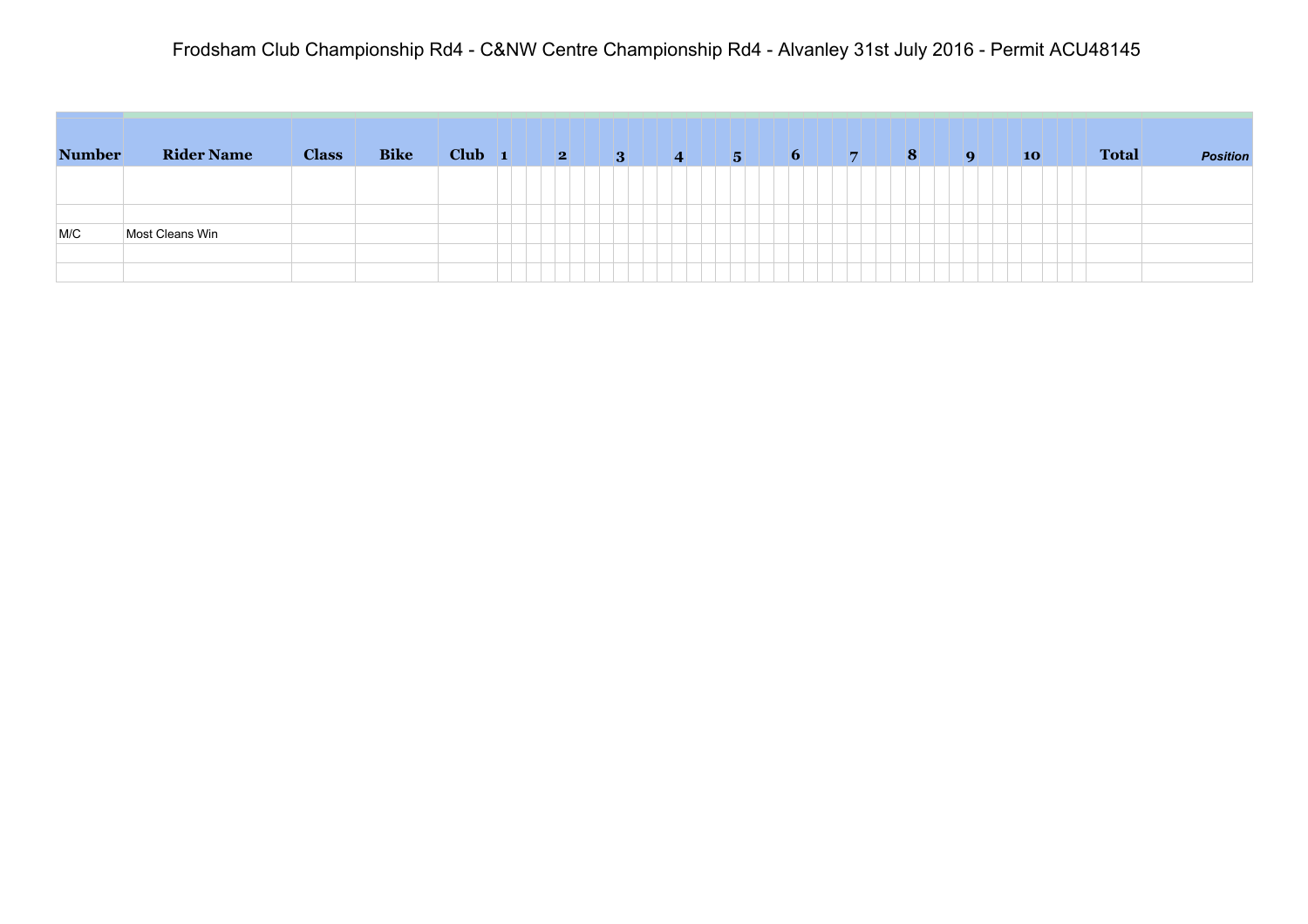# Frodsham Club Championship Rd4 - C&NW Centre Championship Rd4 - Alvanley 31st July 2016 - Permit ACU48145

| Number | Rider Name | Class | Bike | Club | 1 | 2 | 3 | 4 | 5 | 6 | 7 | 8 | 9 | 10 | Total | *Position* |
|---|---|---|---|---|---|---|---|---|---|---|---|---|---|---|---|---|
| | | | | | | | | | | | | | | | | |
| | | | | | | | | | | | | | | | | |
| M/C | Most Cleans Win | | | | | | | | | | | | | | | |
| | | | | | | | | | | | | | | | | |
| | | | | | | | | | | | | | | | | |